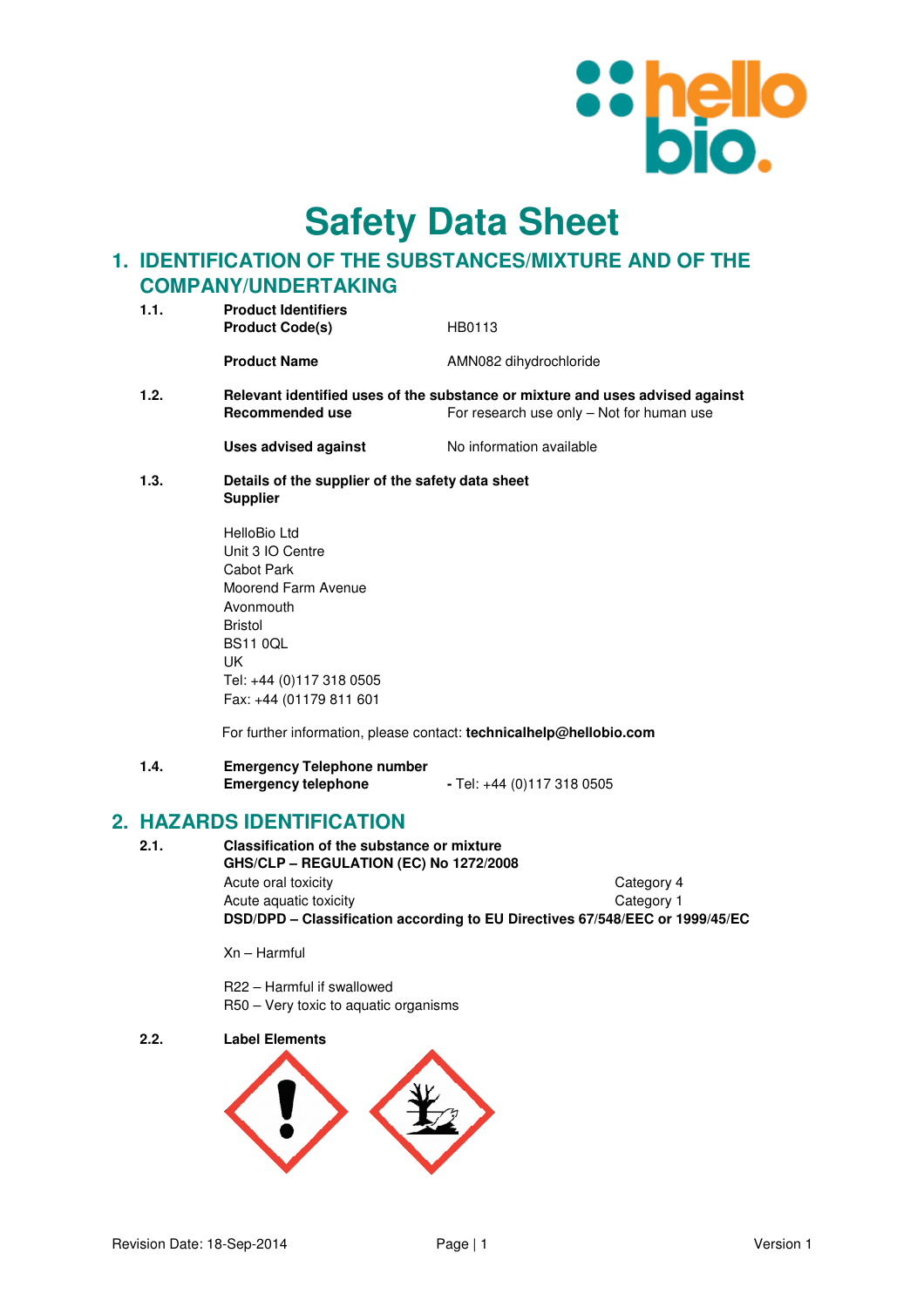# Safety Data Sheet

## 1. IDENTIFICATION OF THE SUBSTANCES/MIXTURE AND OF THE COMPANY/UNDERTAKING

**1.1. Product Identifiers**

| | |
|---|---|
| **Product Code(s)** | HB0113 |
| **Product Name** | AMN082 dihydrochloride |

**1.2. Relevant identified uses of the substance or mixture and uses advised against**

| | |
|---|---|
| **Recommended use** | For research use only – Not for human use |
| **Uses advised against** | No information available |

**1.3. Details of the supplier of the safety data sheet**

**Supplier**

HelloBio Ltd
Unit 3 IO Centre
Cabot Park
Moorend Farm Avenue
Avonmouth
Bristol
BS11 0QL
UK
Tel: +44 (0)117 318 0505
Fax: +44 (01179 811 601

For further information, please contact: **technicalhelp@hellobio.com**

**1.4. Emergency Telephone number**

**Emergency telephone** - Tel: +44 (0)117 318 0505

## 2. HAZARDS IDENTIFICATION

**2.1. Classification of the substance or mixture**

**GHS/CLP – REGULATION (EC) No 1272/2008**

| | |
|---|---|
| Acute oral toxicity | Category 4 |
| Acute aquatic toxicity | Category 1 |

**DSD/DPD – Classification according to EU Directives 67/548/EEC or 1999/45/EC**

Xn – Harmful

R22 – Harmful if swallowed
R50 – Very toxic to aquatic organisms

**2.2. Label Elements**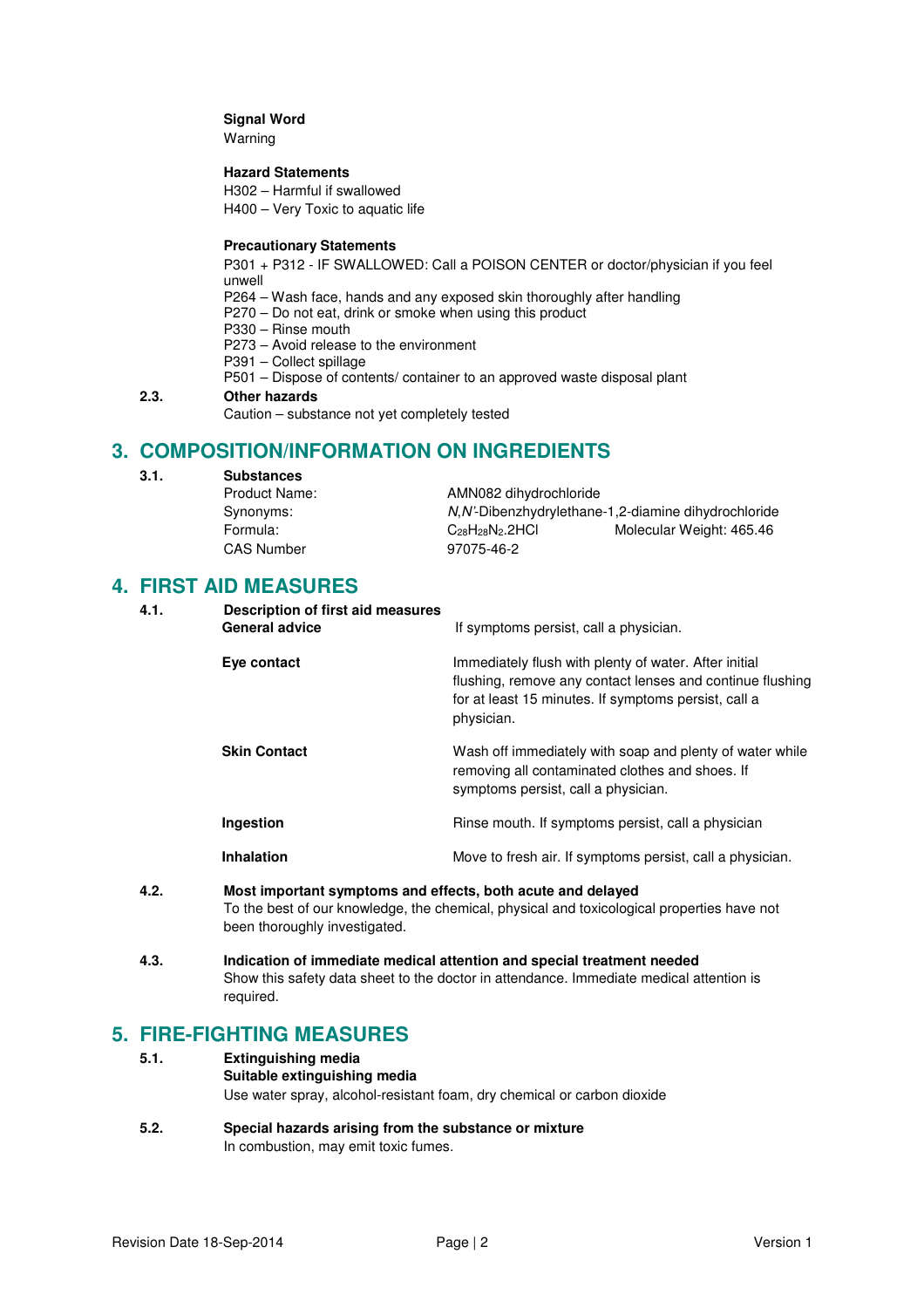**Signal Word**

Warning

**Hazard Statements**

H302 – Harmful if swallowed
H400 – Very Toxic to aquatic life

**Precautionary Statements**

P301 + P312 - IF SWALLOWED: Call a POISON CENTER or doctor/physician if you feel unwell
P264 – Wash face, hands and any exposed skin thoroughly after handling
P270 – Do not eat, drink or smoke when using this product
P330 – Rinse mouth
P273 – Avoid release to the environment
P391 – Collect spillage
P501 – Dispose of contents/ container to an approved waste disposal plant

**2.3. Other hazards**

Caution – substance not yet completely tested

# 3. COMPOSITION/INFORMATION ON INGREDIENTS

**3.1. Substances**

| | | |
|---|---|---|
| Product Name: | AMN082 dihydrochloride | |
| Synonyms: | *N*,*N'*-Dibenzhydrylethane-1,2-diamine dihydrochloride | |
| Formula: | $C_{28}H_{28}N_2.2HCl$ | Molecular Weight: 465.46 |
| CAS Number | 97075-46-2 | |

# 4. FIRST AID MEASURES

**4.1. Description of first aid measures**

| | |
|---|---|
| **General advice** | If symptoms persist, call a physician. |
| **Eye contact** | Immediately flush with plenty of water. After initial flushing, remove any contact lenses and continue flushing for at least 15 minutes. If symptoms persist, call a physician. |
| **Skin Contact** | Wash off immediately with soap and plenty of water while removing all contaminated clothes and shoes. If symptoms persist, call a physician. |
| **Ingestion** | Rinse mouth. If symptoms persist, call a physician |
| **Inhalation** | Move to fresh air. If symptoms persist, call a physician. |

**4.2. Most important symptoms and effects, both acute and delayed**

To the best of our knowledge, the chemical, physical and toxicological properties have not been thoroughly investigated.

**4.3. Indication of immediate medical attention and special treatment needed**

Show this safety data sheet to the doctor in attendance. Immediate medical attention is required.

# 5. FIRE-FIGHTING MEASURES

**5.1. Extinguishing media**

**Suitable extinguishing media**

Use water spray, alcohol-resistant foam, dry chemical or carbon dioxide

**5.2. Special hazards arising from the substance or mixture**

In combustion, may emit toxic fumes.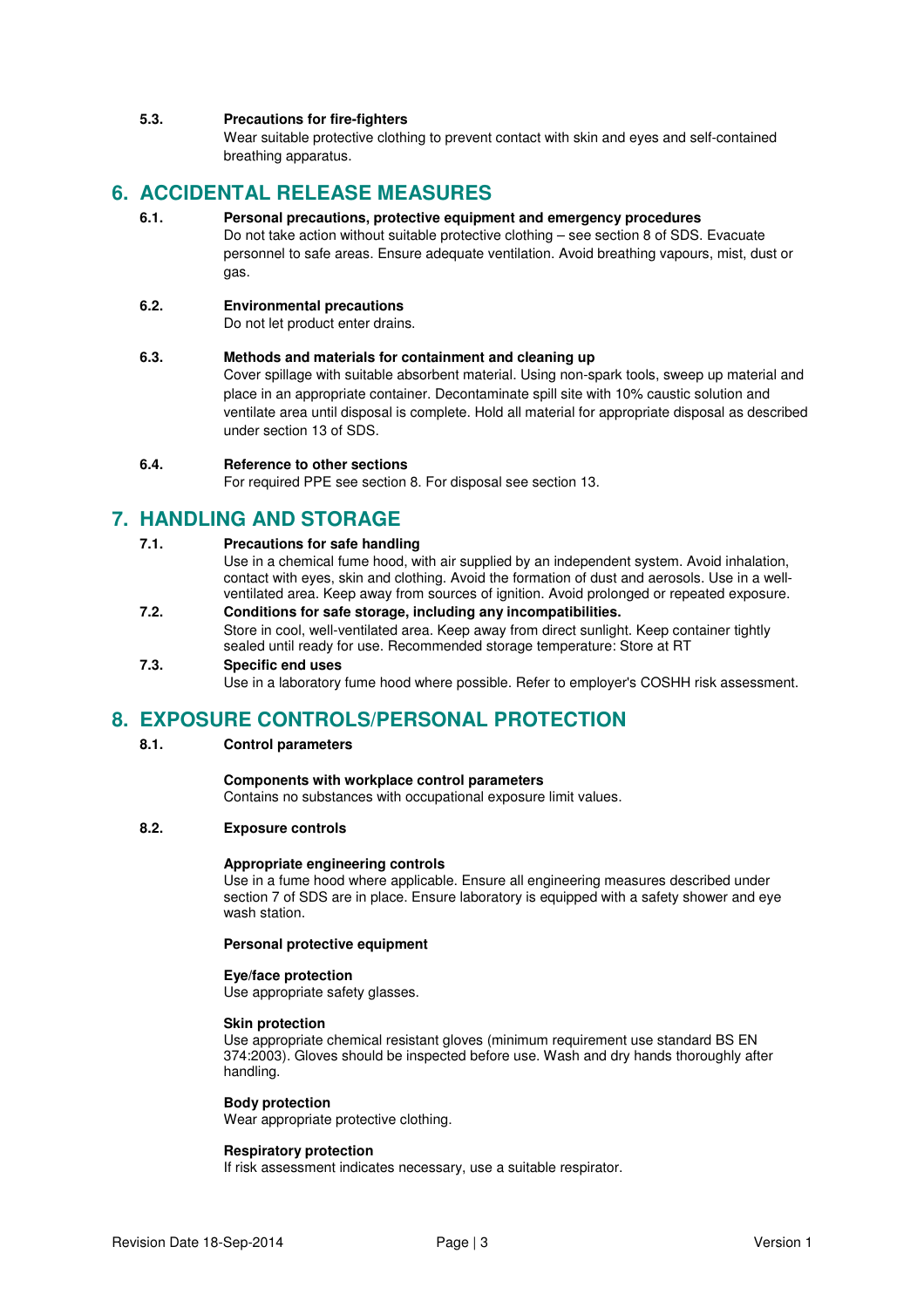**5.3. Precautions for fire-fighters**

Wear suitable protective clothing to prevent contact with skin and eyes and self-contained breathing apparatus.

## 6. ACCIDENTAL RELEASE MEASURES

**6.1. Personal precautions, protective equipment and emergency procedures**

Do not take action without suitable protective clothing – see section 8 of SDS. Evacuate personnel to safe areas. Ensure adequate ventilation. Avoid breathing vapours, mist, dust or gas.

**6.2. Environmental precautions**

Do not let product enter drains.

**6.3. Methods and materials for containment and cleaning up**

Cover spillage with suitable absorbent material. Using non-spark tools, sweep up material and place in an appropriate container. Decontaminate spill site with 10% caustic solution and ventilate area until disposal is complete. Hold all material for appropriate disposal as described under section 13 of SDS.

**6.4. Reference to other sections**

For required PPE see section 8. For disposal see section 13.

## 7. HANDLING AND STORAGE

**7.1. Precautions for safe handling**

Use in a chemical fume hood, with air supplied by an independent system. Avoid inhalation, contact with eyes, skin and clothing. Avoid the formation of dust and aerosols. Use in a well-ventilated area. Keep away from sources of ignition. Avoid prolonged or repeated exposure.

**7.2. Conditions for safe storage, including any incompatibilities.**

Store in cool, well-ventilated area. Keep away from direct sunlight. Keep container tightly sealed until ready for use. Recommended storage temperature: Store at RT

**7.3. Specific end uses**

Use in a laboratory fume hood where possible. Refer to employer's COSHH risk assessment.

## 8. EXPOSURE CONTROLS/PERSONAL PROTECTION

**8.1. Control parameters**

**Components with workplace control parameters**

Contains no substances with occupational exposure limit values.

**8.2. Exposure controls**

**Appropriate engineering controls**

Use in a fume hood where applicable. Ensure all engineering measures described under section 7 of SDS are in place. Ensure laboratory is equipped with a safety shower and eye wash station.

**Personal protective equipment**

**Eye/face protection**

Use appropriate safety glasses.

**Skin protection**

Use appropriate chemical resistant gloves (minimum requirement use standard BS EN 374:2003). Gloves should be inspected before use. Wash and dry hands thoroughly after handling.

**Body protection**

Wear appropriate protective clothing.

**Respiratory protection**

If risk assessment indicates necessary, use a suitable respirator.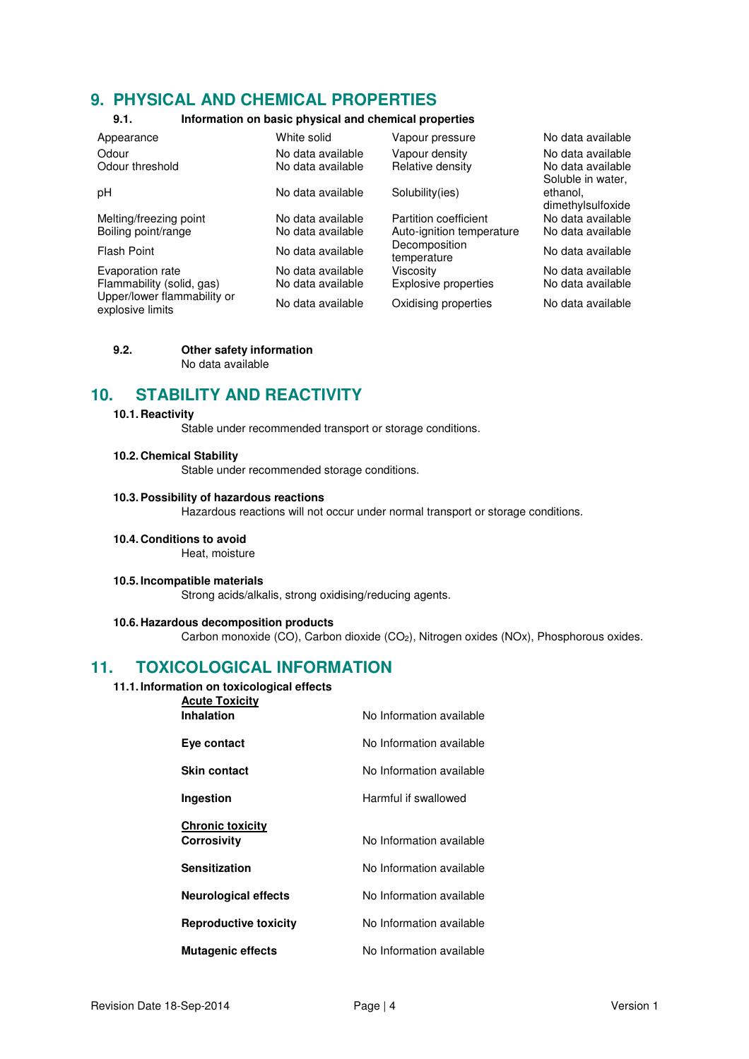# 9. PHYSICAL AND CHEMICAL PROPERTIES

## 9.1. Information on basic physical and chemical properties

| Property | Value | Property | Value |
|---|---|---|---|
| Appearance | White solid | Vapour pressure | No data available |
| Odour | No data available | Vapour density | No data available |
| Odour threshold | No data available | Relative density | No data available |
| pH | No data available | Solubility(ies) | Soluble in water, ethanol, dimethylsulfoxide |
| Melting/freezing point | No data available | Partition coefficient | No data available |
| Boiling point/range | No data available | Auto-ignition temperature | No data available |
| Flash Point | No data available | Decomposition temperature | No data available |
| Evaporation rate | No data available | Viscosity | No data available |
| Flammability (solid, gas) | No data available | Explosive properties | No data available |
| Upper/lower flammability or explosive limits | No data available | Oxidising properties | No data available |

## 9.2. Other safety information

No data available

# 10. STABILITY AND REACTIVITY

### 10.1. Reactivity

Stable under recommended transport or storage conditions.

### 10.2. Chemical Stability

Stable under recommended storage conditions.

### 10.3. Possibility of hazardous reactions

Hazardous reactions will not occur under normal transport or storage conditions.

### 10.4. Conditions to avoid

Heat, moisture

### 10.5. Incompatible materials

Strong acids/alkalis, strong oxidising/reducing agents.

### 10.6. Hazardous decomposition products

Carbon monoxide (CO), Carbon dioxide ($CO_2$), Nitrogen oxides (NOx), Phosphorous oxides.

# 11. TOXICOLOGICAL INFORMATION

### 11.1. Information on toxicological effects

**Acute Toxicity**

| | |
|---|---|
| **Inhalation** | No Information available |
| **Eye contact** | No Information available |
| **Skin contact** | No Information available |
| **Ingestion** | Harmful if swallowed |

**Chronic toxicity**

| | |
|---|---|
| **Corrosivity** | No Information available |
| **Sensitization** | No Information available |
| **Neurological effects** | No Information available |
| **Reproductive toxicity** | No Information available |
| **Mutagenic effects** | No Information available |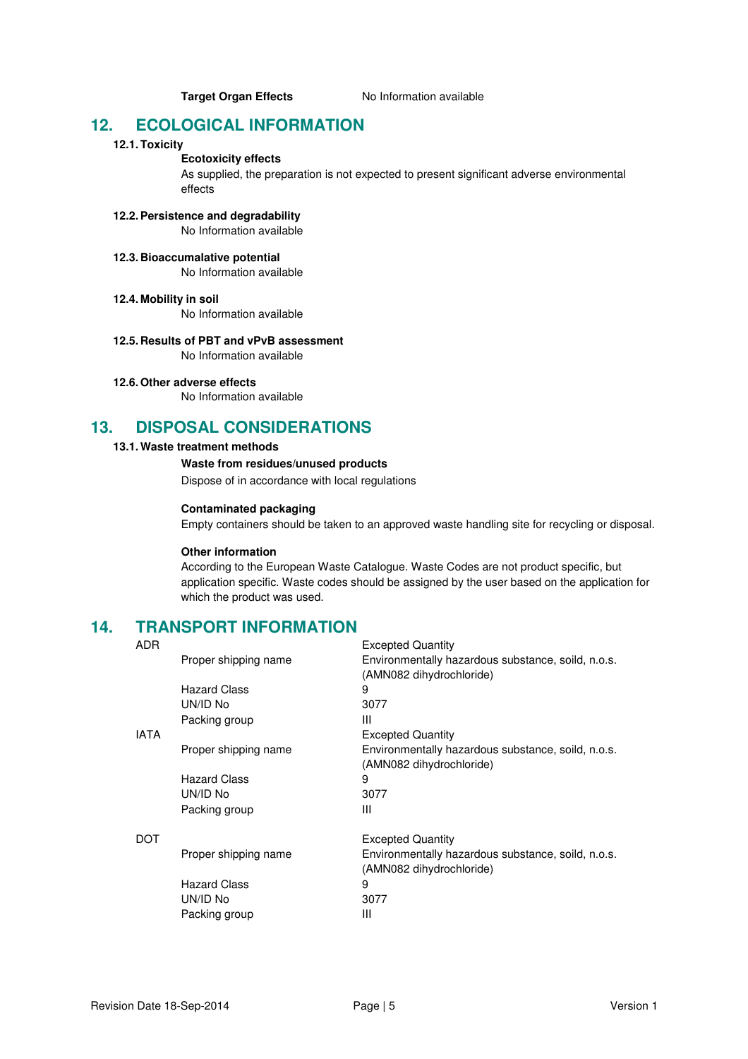**Target Organ Effects** No Information available

## 12. ECOLOGICAL INFORMATION

### 12.1. Toxicity

**Ecotoxicity effects**

As supplied, the preparation is not expected to present significant adverse environmental effects

### 12.2. Persistence and degradability

No Information available

### 12.3. Bioaccumalative potential

No Information available

### 12.4. Mobility in soil

No Information available

### 12.5. Results of PBT and vPvB assessment

No Information available

### 12.6. Other adverse effects

No Information available

## 13. DISPOSAL CONSIDERATIONS

### 13.1. Waste treatment methods

**Waste from residues/unused products**

Dispose of in accordance with local regulations

**Contaminated packaging**

Empty containers should be taken to an approved waste handling site for recycling or disposal.

**Other information**

According to the European Waste Catalogue. Waste Codes are not product specific, but application specific. Waste codes should be assigned by the user based on the application for which the product was used.

## 14. TRANSPORT INFORMATION

| | | |
|---|---|---|
| ADR | | Excepted Quantity |
| | Proper shipping name | Environmentally hazardous substance, soild, n.o.s. (AMN082 dihydrochloride) |
| | Hazard Class | 9 |
| | UN/ID No | 3077 |
| | Packing group | III |
| IATA | | Excepted Quantity |
| | Proper shipping name | Environmentally hazardous substance, soild, n.o.s. (AMN082 dihydrochloride) |
| | Hazard Class | 9 |
| | UN/ID No | 3077 |
| | Packing group | III |
| DOT | | Excepted Quantity |
| | Proper shipping name | Environmentally hazardous substance, soild, n.o.s. (AMN082 dihydrochloride) |
| | Hazard Class | 9 |
| | UN/ID No | 3077 |
| | Packing group | III |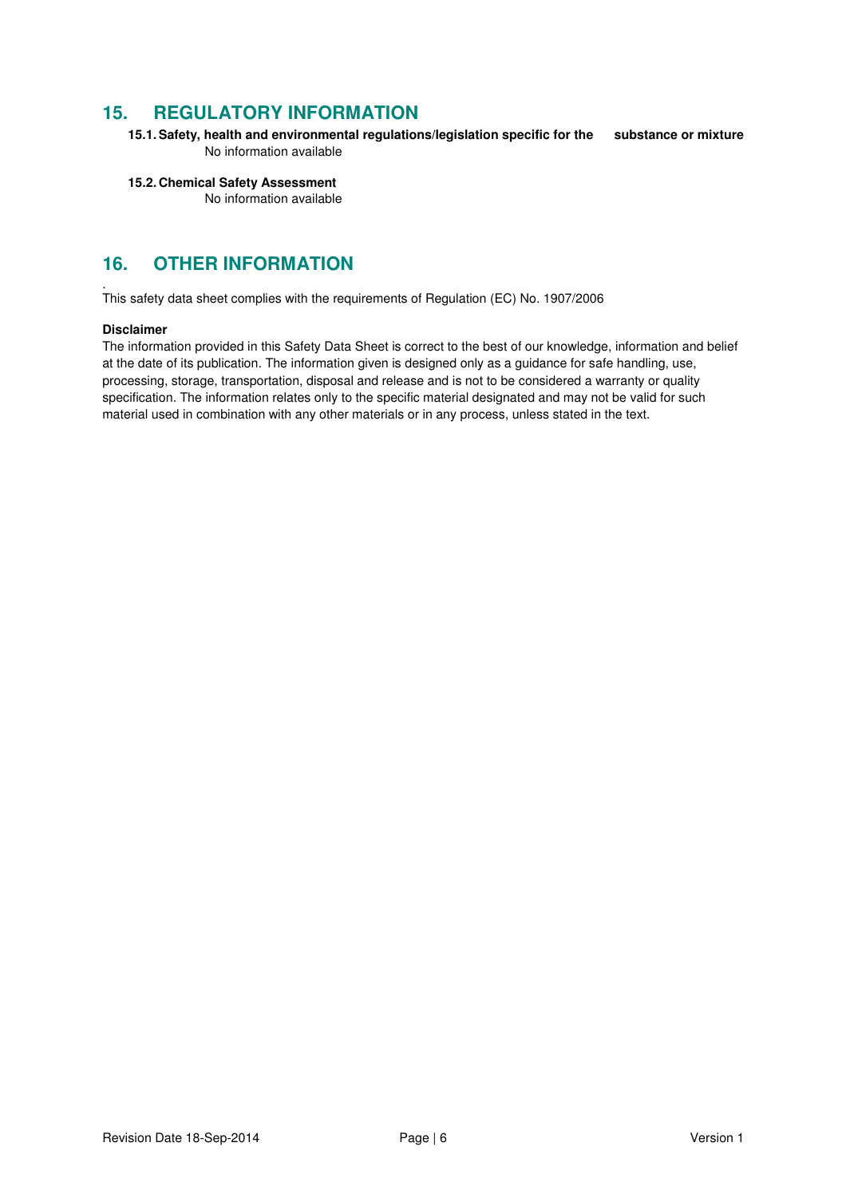## 15. REGULATORY INFORMATION

**15.1. Safety, health and environmental regulations/legislation specific for the substance or mixture**

No information available

**15.2. Chemical Safety Assessment**

No information available

## 16. OTHER INFORMATION

.
This safety data sheet complies with the requirements of Regulation (EC) No. 1907/2006

**Disclaimer**

The information provided in this Safety Data Sheet is correct to the best of our knowledge, information and belief at the date of its publication. The information given is designed only as a guidance for safe handling, use, processing, storage, transportation, disposal and release and is not to be considered a warranty or quality specification. The information relates only to the specific material designated and may not be valid for such material used in combination with any other materials or in any process, unless stated in the text.